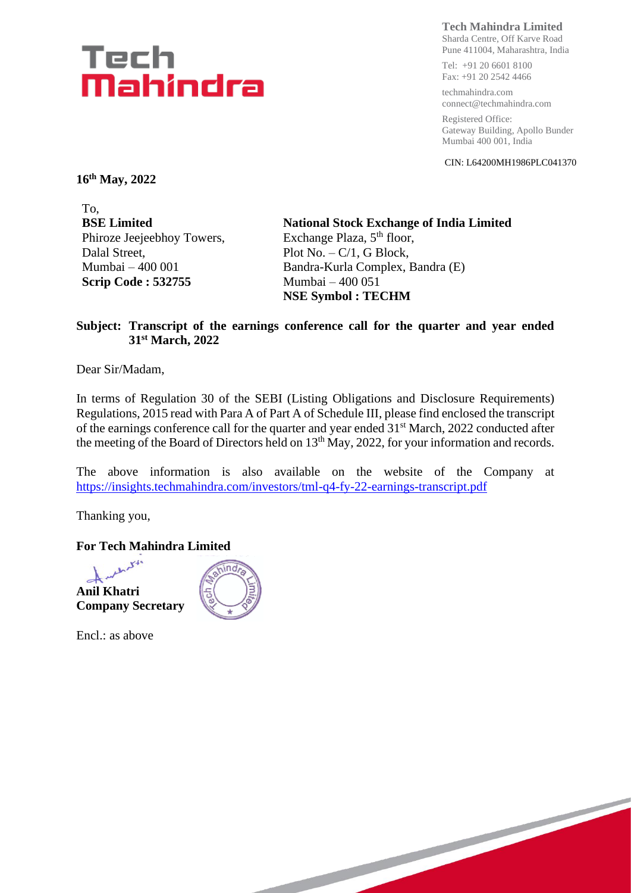Tech Mahindra

**Tech Mahindra Limited**
Sharda Centre, Off Karve Road
Pune 411004, Maharashtra, India

Tel: +91 20 6601 8100
Fax: +91 20 2542 4466

techmahindra.com
connect@techmahindra.com

Registered Office:
Gateway Building, Apollo Bunder
Mumbai 400 001, India

CIN: L64200MH1986PLC041370

**16th May, 2022**

To,

**BSE Limited**
Phiroze Jeejeebhoy Towers,
Dalal Street,
Mumbai – 400 001
**Scrip Code : 532755**

**National Stock Exchange of India Limited**
Exchange Plaza, 5th floor,
Plot No. – C/1, G Block,
Bandra-Kurla Complex, Bandra (E)
Mumbai – 400 051
**NSE Symbol : TECHM**

**Subject: Transcript of the earnings conference call for the quarter and year ended 31st March, 2022**

Dear Sir/Madam,

In terms of Regulation 30 of the SEBI (Listing Obligations and Disclosure Requirements) Regulations, 2015 read with Para A of Part A of Schedule III, please find enclosed the transcript of the earnings conference call for the quarter and year ended 31st March, 2022 conducted after the meeting of the Board of Directors held on 13th May, 2022, for your information and records.

The above information is also available on the website of the Company at https://insights.techmahindra.com/investors/tml-q4-fy-22-earnings-transcript.pdf

Thanking you,

**For Tech Mahindra Limited**

**Anil Khatri**
**Company Secretary**

Encl.: as above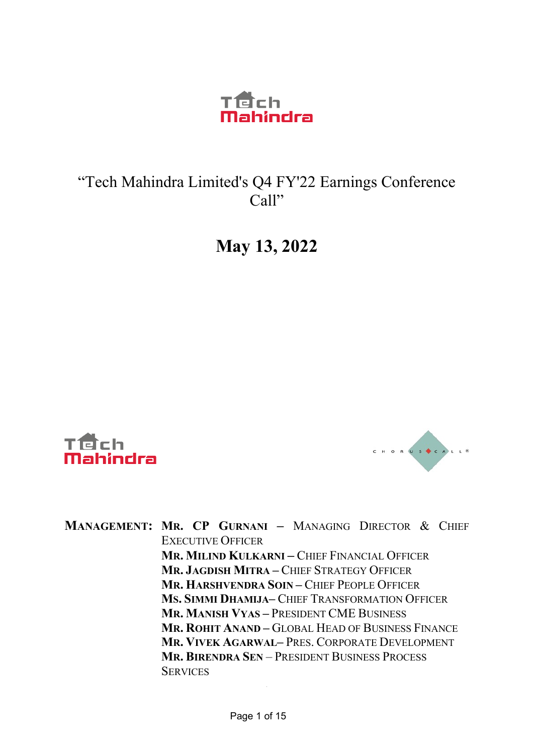# "Tech Mahindra Limited's Q4 FY'22 Earnings Conference Call"

## May 13, 2022

**MANAGEMENT:** **MR. CP GURNANI** – MANAGING DIRECTOR & CHIEF EXECUTIVE OFFICER
**MR. MILIND KULKARNI** – CHIEF FINANCIAL OFFICER
**MR. JAGDISH MITRA** – CHIEF STRATEGY OFFICER
**MR. HARSHVENDRA SOIN** – CHIEF PEOPLE OFFICER
**MS. SIMMI DHAMIJA**– CHIEF TRANSFORMATION OFFICER
**MR. MANISH VYAS** – PRESIDENT CME BUSINESS
**MR. ROHIT ANAND** – GLOBAL HEAD OF BUSINESS FINANCE
**MR. VIVEK AGARWAL**– PRES. CORPORATE DEVELOPMENT
**MR. BIRENDRA SEN** – PRESIDENT BUSINESS PROCESS SERVICES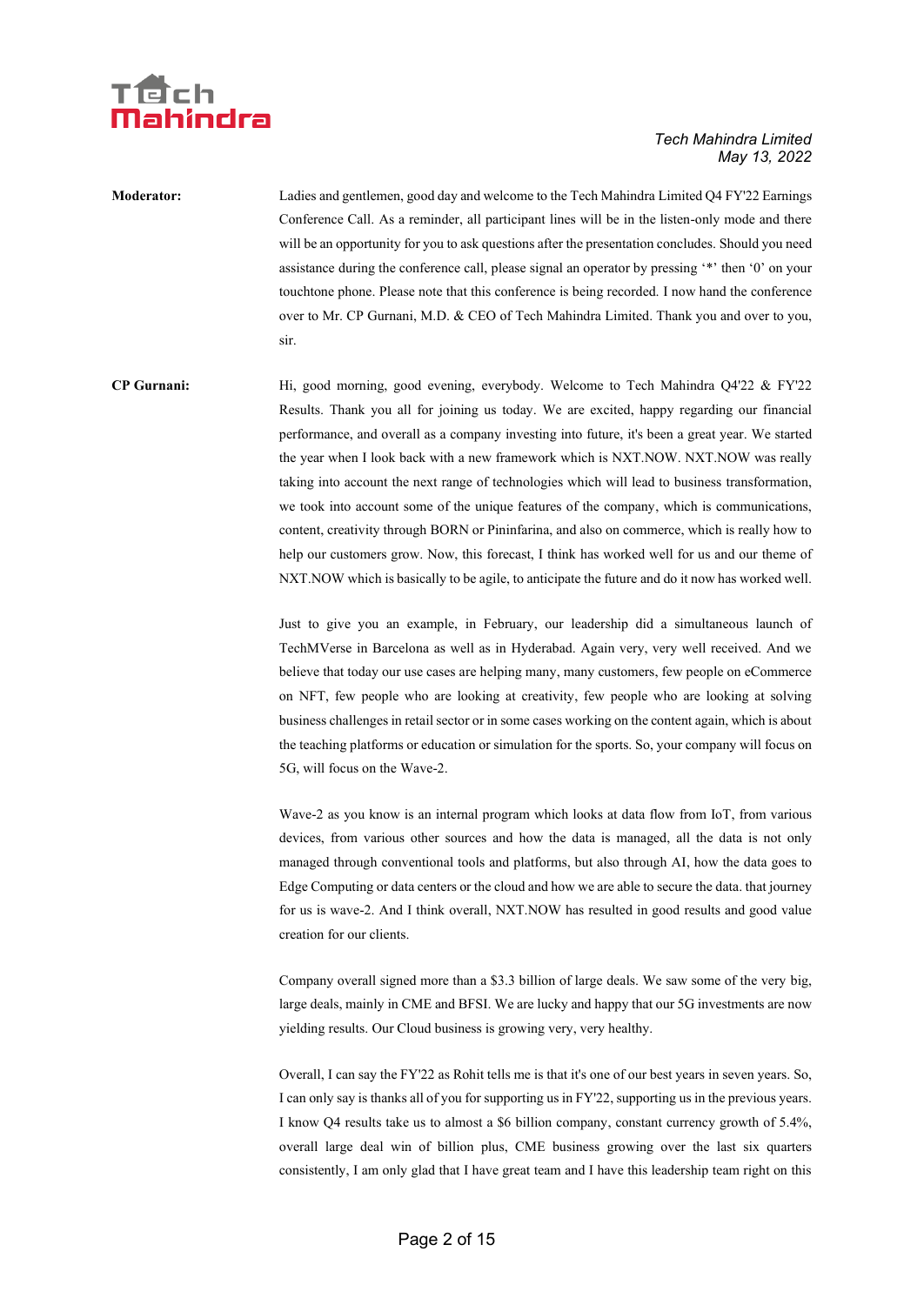**Moderator:** Ladies and gentlemen, good day and welcome to the Tech Mahindra Limited Q4 FY'22 Earnings Conference Call. As a reminder, all participant lines will be in the listen-only mode and there will be an opportunity for you to ask questions after the presentation concludes. Should you need assistance during the conference call, please signal an operator by pressing '*' then '0' on your touchtone phone. Please note that this conference is being recorded. I now hand the conference over to Mr. CP Gurnani, M.D. & CEO of Tech Mahindra Limited. Thank you and over to you, sir.

**CP Gurnani:** Hi, good morning, good evening, everybody. Welcome to Tech Mahindra Q4'22 & FY'22 Results. Thank you all for joining us today. We are excited, happy regarding our financial performance, and overall as a company investing into future, it's been a great year. We started the year when I look back with a new framework which is NXT.NOW. NXT.NOW was really taking into account the next range of technologies which will lead to business transformation, we took into account some of the unique features of the company, which is communications, content, creativity through BORN or Pininfarina, and also on commerce, which is really how to help our customers grow. Now, this forecast, I think has worked well for us and our theme of NXT.NOW which is basically to be agile, to anticipate the future and do it now has worked well.

Just to give you an example, in February, our leadership did a simultaneous launch of TechMVerse in Barcelona as well as in Hyderabad. Again very, very well received. And we believe that today our use cases are helping many, many customers, few people on eCommerce on NFT, few people who are looking at creativity, few people who are looking at solving business challenges in retail sector or in some cases working on the content again, which is about the teaching platforms or education or simulation for the sports. So, your company will focus on 5G, will focus on the Wave-2.

Wave-2 as you know is an internal program which looks at data flow from IoT, from various devices, from various other sources and how the data is managed, all the data is not only managed through conventional tools and platforms, but also through AI, how the data goes to Edge Computing or data centers or the cloud and how we are able to secure the data. that journey for us is wave-2. And I think overall, NXT.NOW has resulted in good results and good value creation for our clients.

Company overall signed more than a $3.3 billion of large deals. We saw some of the very big, large deals, mainly in CME and BFSI. We are lucky and happy that our 5G investments are now yielding results. Our Cloud business is growing very, very healthy.

Overall, I can say the FY'22 as Rohit tells me is that it's one of our best years in seven years. So, I can only say is thanks all of you for supporting us in FY'22, supporting us in the previous years. I know Q4 results take us to almost a $6 billion company, constant currency growth of 5.4%, overall large deal win of billion plus, CME business growing over the last six quarters consistently, I am only glad that I have great team and I have this leadership team right on this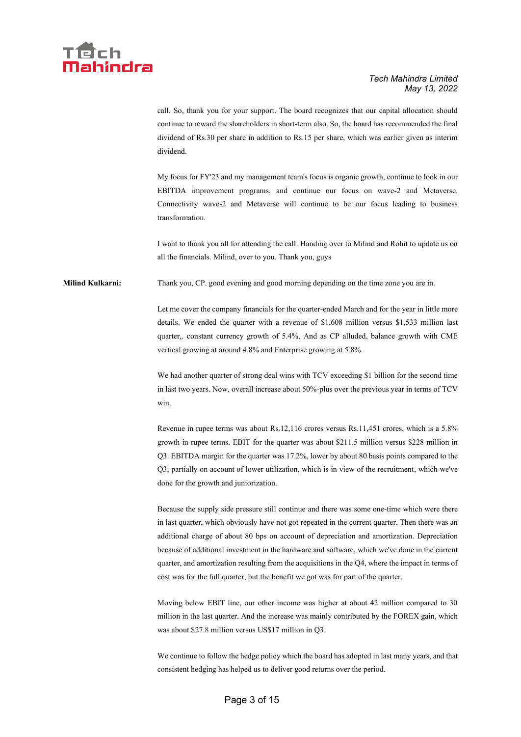call. So, thank you for your support. The board recognizes that our capital allocation should continue to reward the shareholders in short-term also. So, the board has recommended the final dividend of Rs.30 per share in addition to Rs.15 per share, which was earlier given as interim dividend.

My focus for FY'23 and my management team's focus is organic growth, continue to look in our EBITDA improvement programs, and continue our focus on wave-2 and Metaverse. Connectivity wave-2 and Metaverse will continue to be our focus leading to business transformation.

I want to thank you all for attending the call. Handing over to Milind and Rohit to update us on all the financials. Milind, over to you. Thank you, guys

**Milind Kulkarni:** Thank you, CP. good evening and good morning depending on the time zone you are in.

Let me cover the company financials for the quarter-ended March and for the year in little more details. We ended the quarter with a revenue of $1,608 million versus $1,533 million last quarter,. constant currency growth of 5.4%. And as CP alluded, balance growth with CME vertical growing at around 4.8% and Enterprise growing at 5.8%.

We had another quarter of strong deal wins with TCV exceeding $1 billion for the second time in last two years. Now, overall increase about 50%-plus over the previous year in terms of TCV win.

Revenue in rupee terms was about Rs.12,116 crores versus Rs.11,451 crores, which is a 5.8% growth in rupee terms. EBIT for the quarter was about $211.5 million versus $228 million in Q3. EBITDA margin for the quarter was 17.2%, lower by about 80 basis points compared to the Q3, partially on account of lower utilization, which is in view of the recruitment, which we've done for the growth and juniorization.

Because the supply side pressure still continue and there was some one-time which were there in last quarter, which obviously have not got repeated in the current quarter. Then there was an additional charge of about 80 bps on account of depreciation and amortization. Depreciation because of additional investment in the hardware and software, which we've done in the current quarter, and amortization resulting from the acquisitions in the Q4, where the impact in terms of cost was for the full quarter, but the benefit we got was for part of the quarter.

Moving below EBIT line, our other income was higher at about 42 million compared to 30 million in the last quarter. And the increase was mainly contributed by the FOREX gain, which was about $27.8 million versus US$17 million in Q3.

We continue to follow the hedge policy which the board has adopted in last many years, and that consistent hedging has helped us to deliver good returns over the period.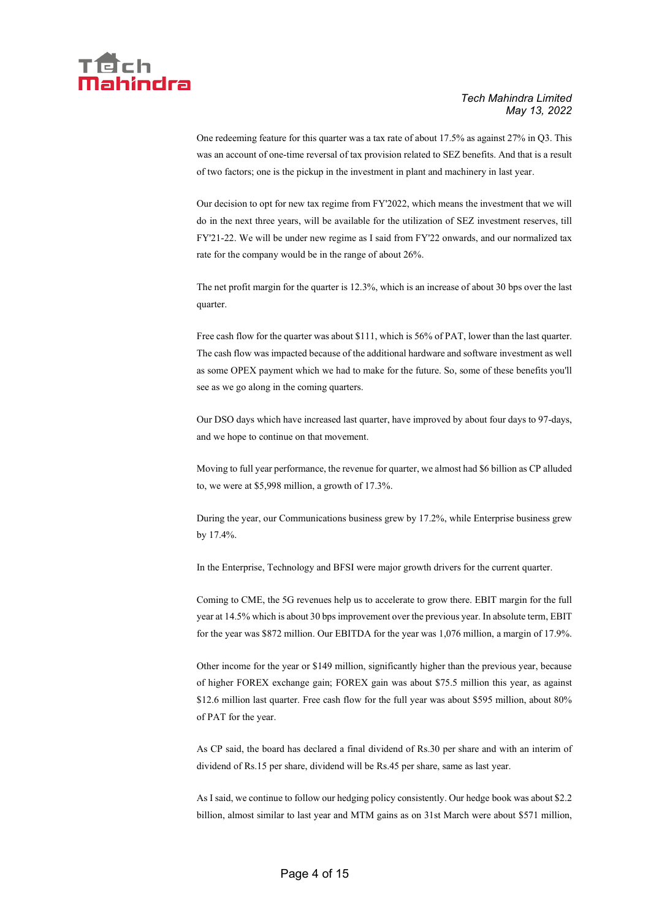One redeeming feature for this quarter was a tax rate of about 17.5% as against 27% in Q3. This was an account of one-time reversal of tax provision related to SEZ benefits. And that is a result of two factors; one is the pickup in the investment in plant and machinery in last year.

Our decision to opt for new tax regime from FY'2022, which means the investment that we will do in the next three years, will be available for the utilization of SEZ investment reserves, till FY'21-22. We will be under new regime as I said from FY'22 onwards, and our normalized tax rate for the company would be in the range of about 26%.

The net profit margin for the quarter is 12.3%, which is an increase of about 30 bps over the last quarter.

Free cash flow for the quarter was about $111, which is 56% of PAT, lower than the last quarter. The cash flow was impacted because of the additional hardware and software investment as well as some OPEX payment which we had to make for the future. So, some of these benefits you'll see as we go along in the coming quarters.

Our DSO days which have increased last quarter, have improved by about four days to 97-days, and we hope to continue on that movement.

Moving to full year performance, the revenue for quarter, we almost had $6 billion as CP alluded to, we were at $5,998 million, a growth of 17.3%.

During the year, our Communications business grew by 17.2%, while Enterprise business grew by 17.4%.

In the Enterprise, Technology and BFSI were major growth drivers for the current quarter.

Coming to CME, the 5G revenues help us to accelerate to grow there. EBIT margin for the full year at 14.5% which is about 30 bps improvement over the previous year. In absolute term, EBIT for the year was $872 million. Our EBITDA for the year was 1,076 million, a margin of 17.9%.

Other income for the year or $149 million, significantly higher than the previous year, because of higher FOREX exchange gain; FOREX gain was about $75.5 million this year, as against $12.6 million last quarter. Free cash flow for the full year was about $595 million, about 80% of PAT for the year.

As CP said, the board has declared a final dividend of Rs.30 per share and with an interim of dividend of Rs.15 per share, dividend will be Rs.45 per share, same as last year.

As I said, we continue to follow our hedging policy consistently. Our hedge book was about $2.2 billion, almost similar to last year and MTM gains as on 31st March were about $571 million,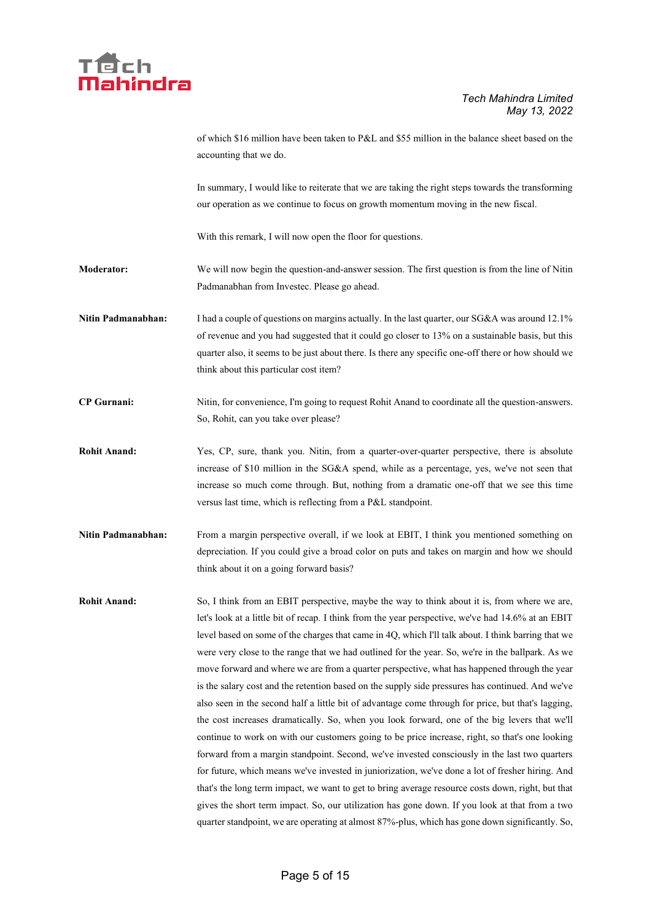of which $16 million have been taken to P&L and $55 million in the balance sheet based on the accounting that we do.

In summary, I would like to reiterate that we are taking the right steps towards the transforming our operation as we continue to focus on growth momentum moving in the new fiscal.

With this remark, I will now open the floor for questions.

**Moderator:** We will now begin the question-and-answer session. The first question is from the line of Nitin Padmanabhan from Investec. Please go ahead.

**Nitin Padmanabhan:** I had a couple of questions on margins actually. In the last quarter, our SG&A was around 12.1% of revenue and you had suggested that it could go closer to 13% on a sustainable basis, but this quarter also, it seems to be just about there. Is there any specific one-off there or how should we think about this particular cost item?

**CP Gurnani:** Nitin, for convenience, I'm going to request Rohit Anand to coordinate all the question-answers. So, Rohit, can you take over please?

**Rohit Anand:** Yes, CP, sure, thank you. Nitin, from a quarter-over-quarter perspective, there is absolute increase of $10 million in the SG&A spend, while as a percentage, yes, we've not seen that increase so much come through. But, nothing from a dramatic one-off that we see this time versus last time, which is reflecting from a P&L standpoint.

**Nitin Padmanabhan:** From a margin perspective overall, if we look at EBIT, I think you mentioned something on depreciation. If you could give a broad color on puts and takes on margin and how we should think about it on a going forward basis?

**Rohit Anand:** So, I think from an EBIT perspective, maybe the way to think about it is, from where we are, let's look at a little bit of recap. I think from the year perspective, we've had 14.6% at an EBIT level based on some of the charges that came in 4Q, which I'll talk about. I think barring that we were very close to the range that we had outlined for the year. So, we're in the ballpark. As we move forward and where we are from a quarter perspective, what has happened through the year is the salary cost and the retention based on the supply side pressures has continued. And we've also seen in the second half a little bit of advantage come through for price, but that's lagging, the cost increases dramatically. So, when you look forward, one of the big levers that we'll continue to work on with our customers going to be price increase, right, so that's one looking forward from a margin standpoint. Second, we've invested consciously in the last two quarters for future, which means we've invested in juniorization, we've done a lot of fresher hiring. And that's the long term impact, we want to get to bring average resource costs down, right, but that gives the short term impact. So, our utilization has gone down. If you look at that from a two quarter standpoint, we are operating at almost 87%-plus, which has gone down significantly. So,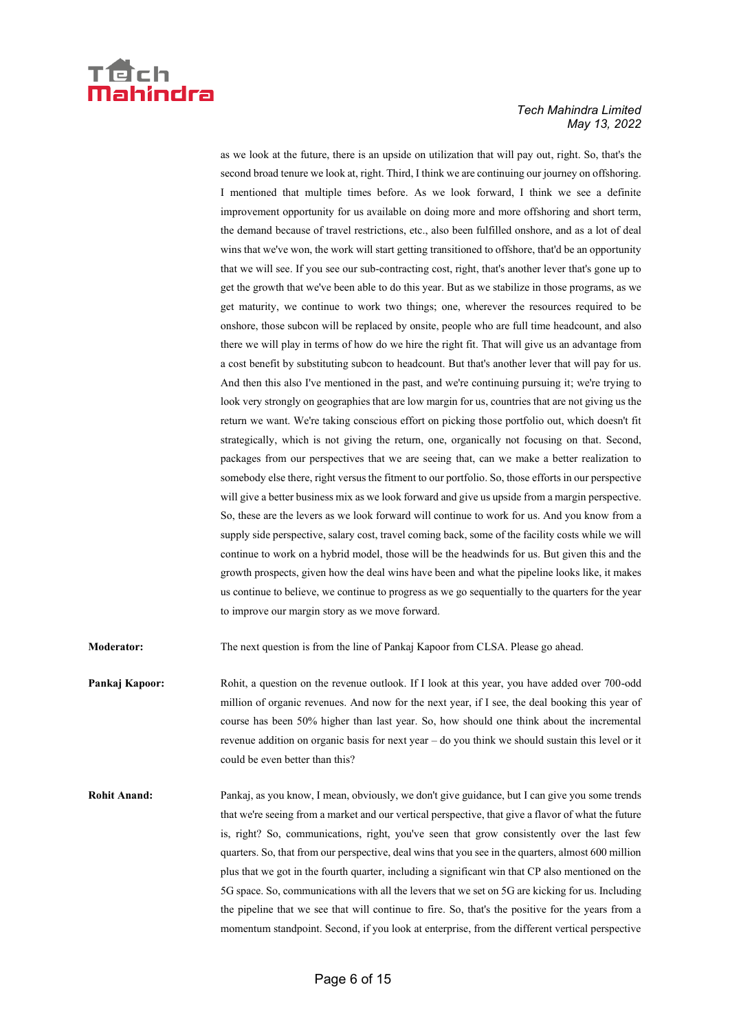as we look at the future, there is an upside on utilization that will pay out, right. So, that's the second broad tenure we look at, right. Third, I think we are continuing our journey on offshoring. I mentioned that multiple times before. As we look forward, I think we see a definite improvement opportunity for us available on doing more and more offshoring and short term, the demand because of travel restrictions, etc., also been fulfilled onshore, and as a lot of deal wins that we've won, the work will start getting transitioned to offshore, that'd be an opportunity that we will see. If you see our sub-contracting cost, right, that's another lever that's gone up to get the growth that we've been able to do this year. But as we stabilize in those programs, as we get maturity, we continue to work two things; one, wherever the resources required to be onshore, those subcon will be replaced by onsite, people who are full time headcount, and also there we will play in terms of how do we hire the right fit. That will give us an advantage from a cost benefit by substituting subcon to headcount. But that's another lever that will pay for us. And then this also I've mentioned in the past, and we're continuing pursuing it; we're trying to look very strongly on geographies that are low margin for us, countries that are not giving us the return we want. We're taking conscious effort on picking those portfolio out, which doesn't fit strategically, which is not giving the return, one, organically not focusing on that. Second, packages from our perspectives that we are seeing that, can we make a better realization to somebody else there, right versus the fitment to our portfolio. So, those efforts in our perspective will give a better business mix as we look forward and give us upside from a margin perspective. So, these are the levers as we look forward will continue to work for us. And you know from a supply side perspective, salary cost, travel coming back, some of the facility costs while we will continue to work on a hybrid model, those will be the headwinds for us. But given this and the growth prospects, given how the deal wins have been and what the pipeline looks like, it makes us continue to believe, we continue to progress as we go sequentially to the quarters for the year to improve our margin story as we move forward.

**Moderator:** The next question is from the line of Pankaj Kapoor from CLSA. Please go ahead.

**Pankaj Kapoor:** Rohit, a question on the revenue outlook. If I look at this year, you have added over 700-odd million of organic revenues. And now for the next year, if I see, the deal booking this year of course has been 50% higher than last year. So, how should one think about the incremental revenue addition on organic basis for next year – do you think we should sustain this level or it could be even better than this?

**Rohit Anand:** Pankaj, as you know, I mean, obviously, we don't give guidance, but I can give you some trends that we're seeing from a market and our vertical perspective, that give a flavor of what the future is, right? So, communications, right, you've seen that grow consistently over the last few quarters. So, that from our perspective, deal wins that you see in the quarters, almost 600 million plus that we got in the fourth quarter, including a significant win that CP also mentioned on the 5G space. So, communications with all the levers that we set on 5G are kicking for us. Including the pipeline that we see that will continue to fire. So, that's the positive for the years from a momentum standpoint. Second, if you look at enterprise, from the different vertical perspective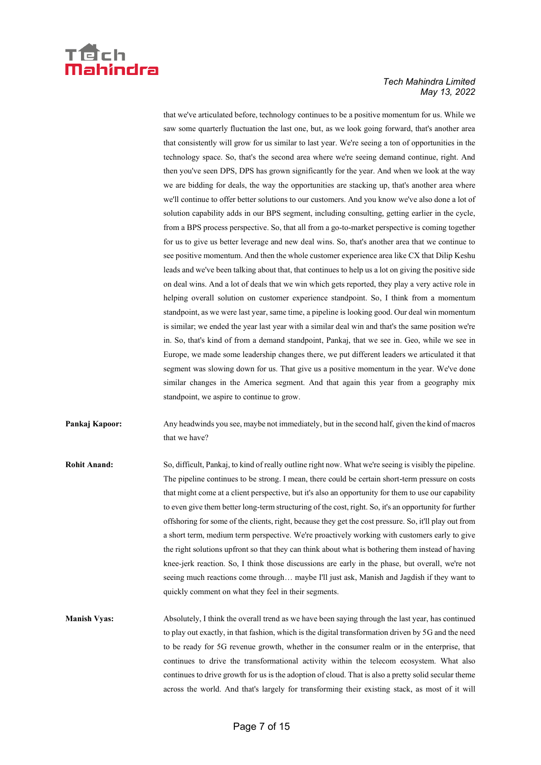that we've articulated before, technology continues to be a positive momentum for us. While we saw some quarterly fluctuation the last one, but, as we look going forward, that's another area that consistently will grow for us similar to last year. We're seeing a ton of opportunities in the technology space. So, that's the second area where we're seeing demand continue, right. And then you've seen DPS, DPS has grown significantly for the year. And when we look at the way we are bidding for deals, the way the opportunities are stacking up, that's another area where we'll continue to offer better solutions to our customers. And you know we've also done a lot of solution capability adds in our BPS segment, including consulting, getting earlier in the cycle, from a BPS process perspective. So, that all from a go-to-market perspective is coming together for us to give us better leverage and new deal wins. So, that's another area that we continue to see positive momentum. And then the whole customer experience area like CX that Dilip Keshu leads and we've been talking about that, that continues to help us a lot on giving the positive side on deal wins. And a lot of deals that we win which gets reported, they play a very active role in helping overall solution on customer experience standpoint. So, I think from a momentum standpoint, as we were last year, same time, a pipeline is looking good. Our deal win momentum is similar; we ended the year last year with a similar deal win and that's the same position we're in. So, that's kind of from a demand standpoint, Pankaj, that we see in. Geo, while we see in Europe, we made some leadership changes there, we put different leaders we articulated it that segment was slowing down for us. That give us a positive momentum in the year. We've done similar changes in the America segment. And that again this year from a geography mix standpoint, we aspire to continue to grow.

**Pankaj Kapoor:** Any headwinds you see, maybe not immediately, but in the second half, given the kind of macros that we have?

**Rohit Anand:** So, difficult, Pankaj, to kind of really outline right now. What we're seeing is visibly the pipeline. The pipeline continues to be strong. I mean, there could be certain short-term pressure on costs that might come at a client perspective, but it's also an opportunity for them to use our capability to even give them better long-term structuring of the cost, right. So, it's an opportunity for further offshoring for some of the clients, right, because they get the cost pressure. So, it'll play out from a short term, medium term perspective. We're proactively working with customers early to give the right solutions upfront so that they can think about what is bothering them instead of having knee-jerk reaction. So, I think those discussions are early in the phase, but overall, we're not seeing much reactions come through… maybe I'll just ask, Manish and Jagdish if they want to quickly comment on what they feel in their segments.

**Manish Vyas:** Absolutely, I think the overall trend as we have been saying through the last year, has continued to play out exactly, in that fashion, which is the digital transformation driven by 5G and the need to be ready for 5G revenue growth, whether in the consumer realm or in the enterprise, that continues to drive the transformational activity within the telecom ecosystem. What also continues to drive growth for us is the adoption of cloud. That is also a pretty solid secular theme across the world. And that's largely for transforming their existing stack, as most of it will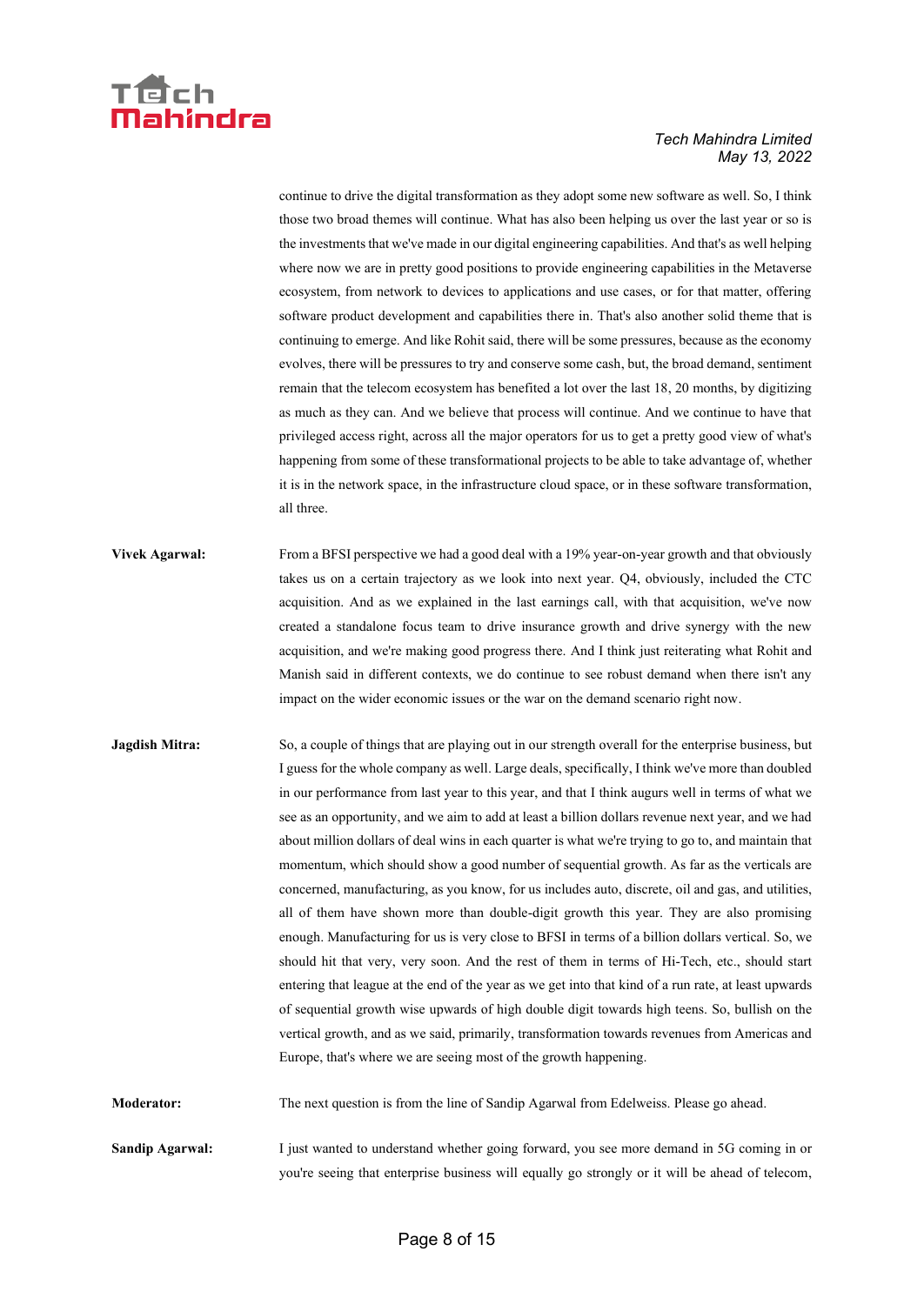continue to drive the digital transformation as they adopt some new software as well. So, I think those two broad themes will continue. What has also been helping us over the last year or so is the investments that we've made in our digital engineering capabilities. And that's as well helping where now we are in pretty good positions to provide engineering capabilities in the Metaverse ecosystem, from network to devices to applications and use cases, or for that matter, offering software product development and capabilities there in. That's also another solid theme that is continuing to emerge. And like Rohit said, there will be some pressures, because as the economy evolves, there will be pressures to try and conserve some cash, but, the broad demand, sentiment remain that the telecom ecosystem has benefited a lot over the last 18, 20 months, by digitizing as much as they can. And we believe that process will continue. And we continue to have that privileged access right, across all the major operators for us to get a pretty good view of what's happening from some of these transformational projects to be able to take advantage of, whether it is in the network space, in the infrastructure cloud space, or in these software transformation, all three.

**Vivek Agarwal:** From a BFSI perspective we had a good deal with a 19% year-on-year growth and that obviously takes us on a certain trajectory as we look into next year. Q4, obviously, included the CTC acquisition. And as we explained in the last earnings call, with that acquisition, we've now created a standalone focus team to drive insurance growth and drive synergy with the new acquisition, and we're making good progress there. And I think just reiterating what Rohit and Manish said in different contexts, we do continue to see robust demand when there isn't any impact on the wider economic issues or the war on the demand scenario right now.

**Jagdish Mitra:** So, a couple of things that are playing out in our strength overall for the enterprise business, but I guess for the whole company as well. Large deals, specifically, I think we've more than doubled in our performance from last year to this year, and that I think augurs well in terms of what we see as an opportunity, and we aim to add at least a billion dollars revenue next year, and we had about million dollars of deal wins in each quarter is what we're trying to go to, and maintain that momentum, which should show a good number of sequential growth. As far as the verticals are concerned, manufacturing, as you know, for us includes auto, discrete, oil and gas, and utilities, all of them have shown more than double-digit growth this year. They are also promising enough. Manufacturing for us is very close to BFSI in terms of a billion dollars vertical. So, we should hit that very, very soon. And the rest of them in terms of Hi-Tech, etc., should start entering that league at the end of the year as we get into that kind of a run rate, at least upwards of sequential growth wise upwards of high double digit towards high teens. So, bullish on the vertical growth, and as we said, primarily, transformation towards revenues from Americas and Europe, that's where we are seeing most of the growth happening.

**Moderator:** The next question is from the line of Sandip Agarwal from Edelweiss. Please go ahead.

**Sandip Agarwal:** I just wanted to understand whether going forward, you see more demand in 5G coming in or you're seeing that enterprise business will equally go strongly or it will be ahead of telecom,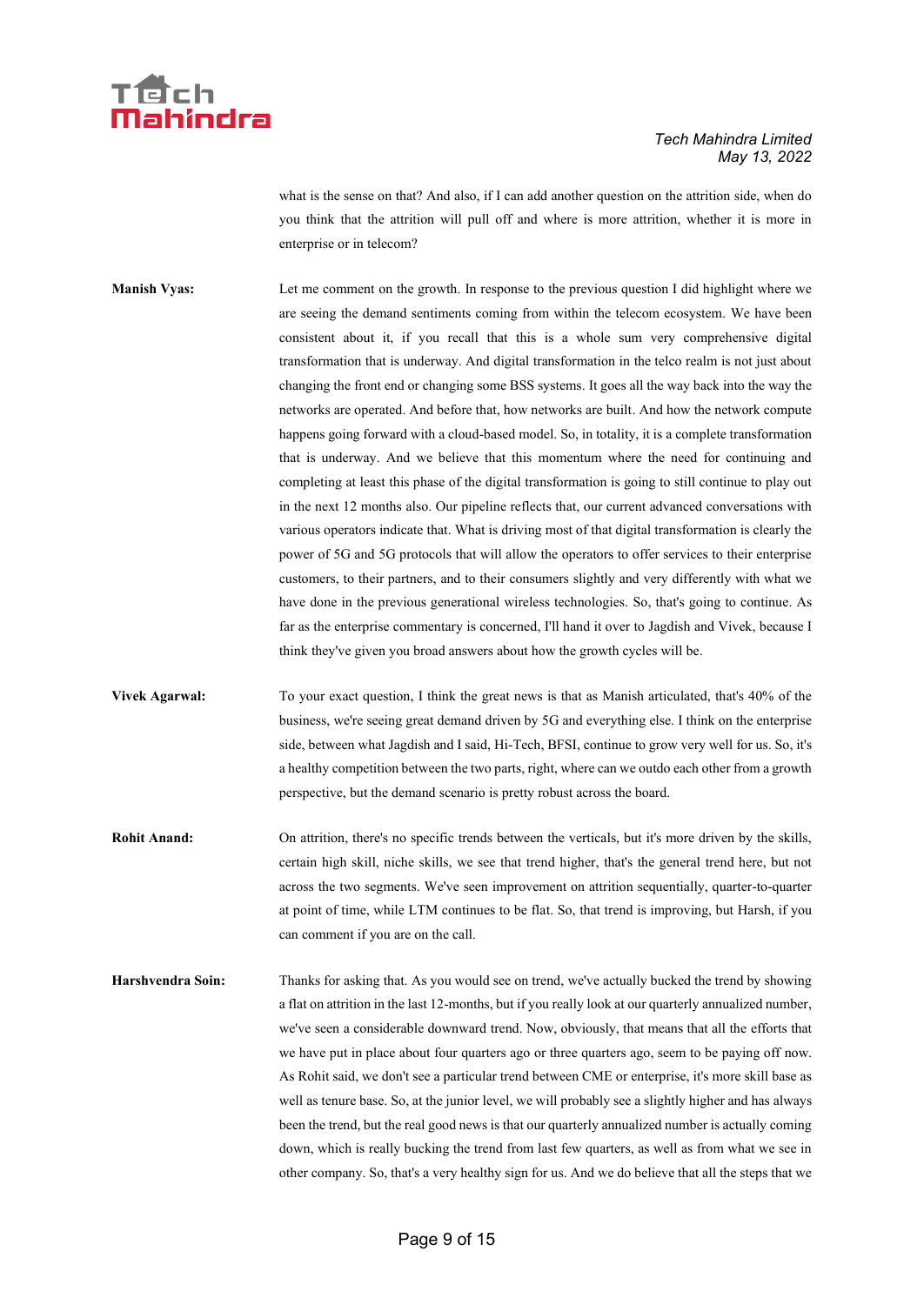what is the sense on that? And also, if I can add another question on the attrition side, when do you think that the attrition will pull off and where is more attrition, whether it is more in enterprise or in telecom?

**Manish Vyas:** Let me comment on the growth. In response to the previous question I did highlight where we are seeing the demand sentiments coming from within the telecom ecosystem. We have been consistent about it, if you recall that this is a whole sum very comprehensive digital transformation that is underway. And digital transformation in the telco realm is not just about changing the front end or changing some BSS systems. It goes all the way back into the way the networks are operated. And before that, how networks are built. And how the network compute happens going forward with a cloud-based model. So, in totality, it is a complete transformation that is underway. And we believe that this momentum where the need for continuing and completing at least this phase of the digital transformation is going to still continue to play out in the next 12 months also. Our pipeline reflects that, our current advanced conversations with various operators indicate that. What is driving most of that digital transformation is clearly the power of 5G and 5G protocols that will allow the operators to offer services to their enterprise customers, to their partners, and to their consumers slightly and very differently with what we have done in the previous generational wireless technologies. So, that's going to continue. As far as the enterprise commentary is concerned, I'll hand it over to Jagdish and Vivek, because I think they've given you broad answers about how the growth cycles will be.

**Vivek Agarwal:** To your exact question, I think the great news is that as Manish articulated, that's 40% of the business, we're seeing great demand driven by 5G and everything else. I think on the enterprise side, between what Jagdish and I said, Hi-Tech, BFSI, continue to grow very well for us. So, it's a healthy competition between the two parts, right, where can we outdo each other from a growth perspective, but the demand scenario is pretty robust across the board.

**Rohit Anand:** On attrition, there's no specific trends between the verticals, but it's more driven by the skills, certain high skill, niche skills, we see that trend higher, that's the general trend here, but not across the two segments. We've seen improvement on attrition sequentially, quarter-to-quarter at point of time, while LTM continues to be flat. So, that trend is improving, but Harsh, if you can comment if you are on the call.

**Harshvendra Soin:** Thanks for asking that. As you would see on trend, we've actually bucked the trend by showing a flat on attrition in the last 12-months, but if you really look at our quarterly annualized number, we've seen a considerable downward trend. Now, obviously, that means that all the efforts that we have put in place about four quarters ago or three quarters ago, seem to be paying off now. As Rohit said, we don't see a particular trend between CME or enterprise, it's more skill base as well as tenure base. So, at the junior level, we will probably see a slightly higher and has always been the trend, but the real good news is that our quarterly annualized number is actually coming down, which is really bucking the trend from last few quarters, as well as from what we see in other company. So, that's a very healthy sign for us. And we do believe that all the steps that we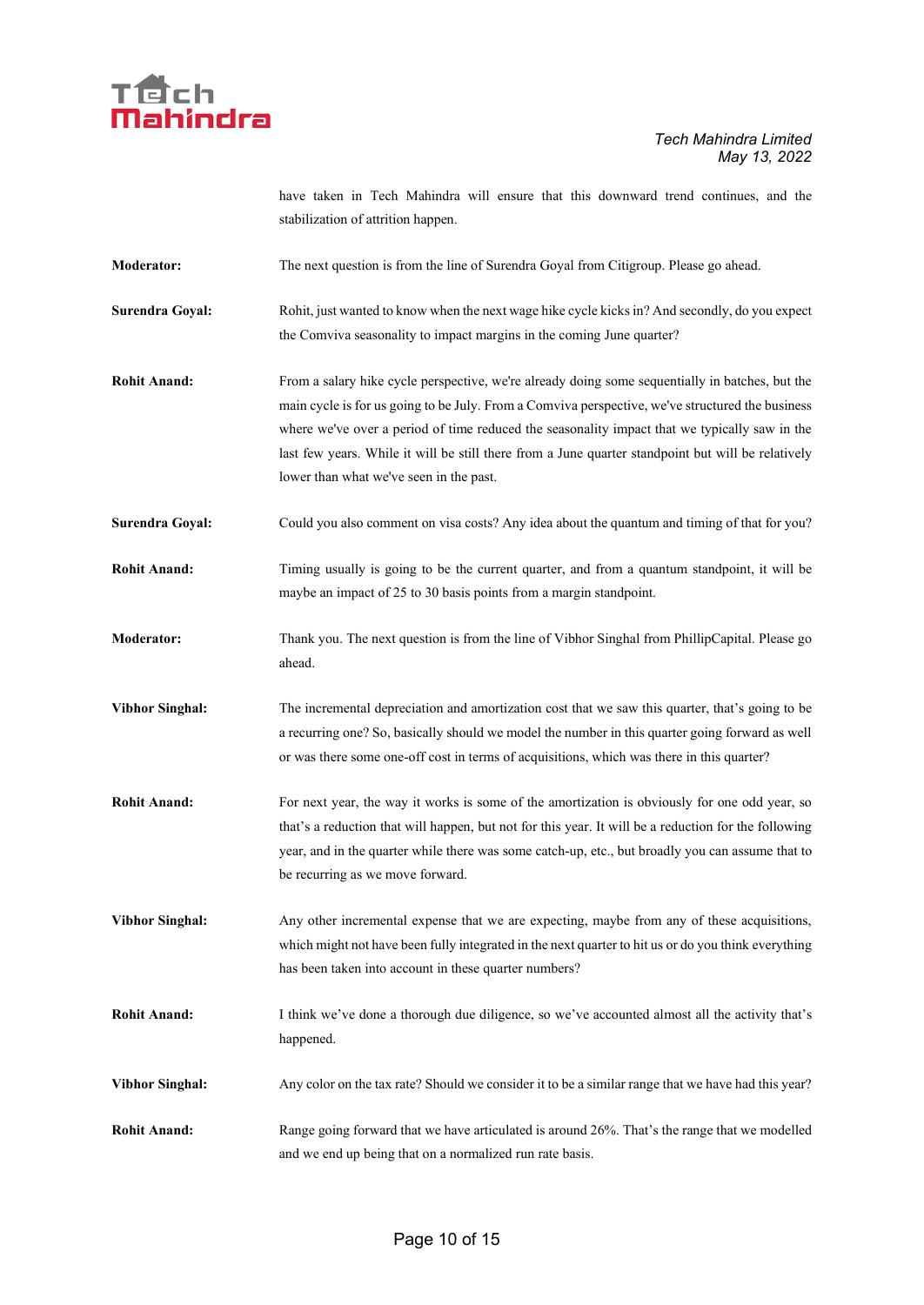have taken in Tech Mahindra will ensure that this downward trend continues, and the stabilization of attrition happen.

**Moderator:** The next question is from the line of Surendra Goyal from Citigroup. Please go ahead.

**Surendra Goyal:** Rohit, just wanted to know when the next wage hike cycle kicks in? And secondly, do you expect the Comviva seasonality to impact margins in the coming June quarter?

**Rohit Anand:** From a salary hike cycle perspective, we're already doing some sequentially in batches, but the main cycle is for us going to be July. From a Comviva perspective, we've structured the business where we've over a period of time reduced the seasonality impact that we typically saw in the last few years. While it will be still there from a June quarter standpoint but will be relatively lower than what we've seen in the past.

**Surendra Goyal:** Could you also comment on visa costs? Any idea about the quantum and timing of that for you?

**Rohit Anand:** Timing usually is going to be the current quarter, and from a quantum standpoint, it will be maybe an impact of 25 to 30 basis points from a margin standpoint.

**Moderator:** Thank you. The next question is from the line of Vibhor Singhal from PhillipCapital. Please go ahead.

**Vibhor Singhal:** The incremental depreciation and amortization cost that we saw this quarter, that's going to be a recurring one? So, basically should we model the number in this quarter going forward as well or was there some one-off cost in terms of acquisitions, which was there in this quarter?

**Rohit Anand:** For next year, the way it works is some of the amortization is obviously for one odd year, so that's a reduction that will happen, but not for this year. It will be a reduction for the following year, and in the quarter while there was some catch-up, etc., but broadly you can assume that to be recurring as we move forward.

**Vibhor Singhal:** Any other incremental expense that we are expecting, maybe from any of these acquisitions, which might not have been fully integrated in the next quarter to hit us or do you think everything has been taken into account in these quarter numbers?

**Rohit Anand:** I think we've done a thorough due diligence, so we've accounted almost all the activity that's happened.

**Vibhor Singhal:** Any color on the tax rate? Should we consider it to be a similar range that we have had this year?

**Rohit Anand:** Range going forward that we have articulated is around 26%. That's the range that we modelled and we end up being that on a normalized run rate basis.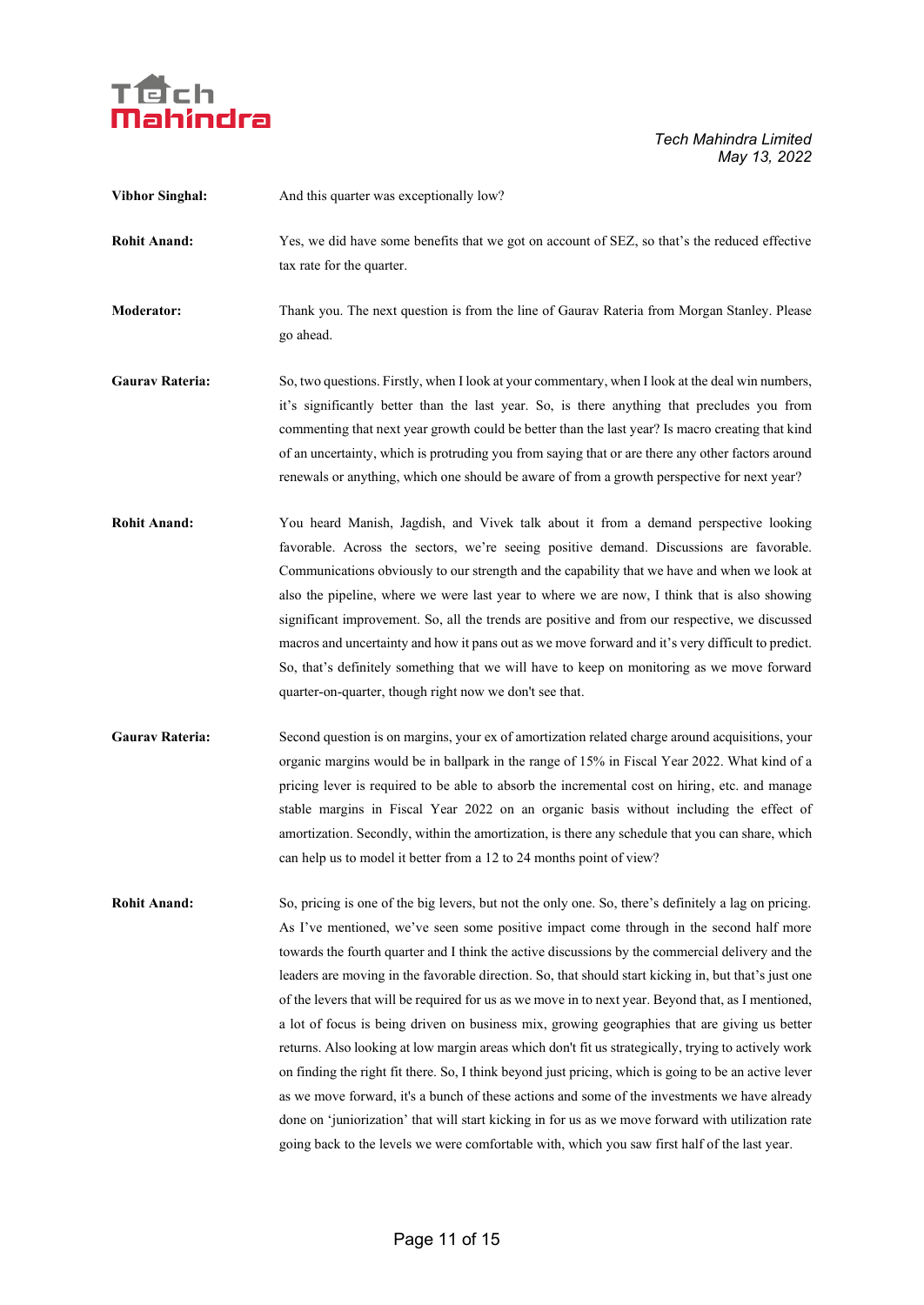**Vibhor Singhal:** And this quarter was exceptionally low?

**Rohit Anand:** Yes, we did have some benefits that we got on account of SEZ, so that's the reduced effective tax rate for the quarter.

**Moderator:** Thank you. The next question is from the line of Gaurav Rateria from Morgan Stanley. Please go ahead.

**Gaurav Rateria:** So, two questions. Firstly, when I look at your commentary, when I look at the deal win numbers, it's significantly better than the last year. So, is there anything that precludes you from commenting that next year growth could be better than the last year? Is macro creating that kind of an uncertainty, which is protruding you from saying that or are there any other factors around renewals or anything, which one should be aware of from a growth perspective for next year?

**Rohit Anand:** You heard Manish, Jagdish, and Vivek talk about it from a demand perspective looking favorable. Across the sectors, we're seeing positive demand. Discussions are favorable. Communications obviously to our strength and the capability that we have and when we look at also the pipeline, where we were last year to where we are now, I think that is also showing significant improvement. So, all the trends are positive and from our respective, we discussed macros and uncertainty and how it pans out as we move forward and it's very difficult to predict. So, that's definitely something that we will have to keep on monitoring as we move forward quarter-on-quarter, though right now we don't see that.

**Gaurav Rateria:** Second question is on margins, your ex of amortization related charge around acquisitions, your organic margins would be in ballpark in the range of 15% in Fiscal Year 2022. What kind of a pricing lever is required to be able to absorb the incremental cost on hiring, etc. and manage stable margins in Fiscal Year 2022 on an organic basis without including the effect of amortization. Secondly, within the amortization, is there any schedule that you can share, which can help us to model it better from a 12 to 24 months point of view?

**Rohit Anand:** So, pricing is one of the big levers, but not the only one. So, there's definitely a lag on pricing. As I've mentioned, we've seen some positive impact come through in the second half more towards the fourth quarter and I think the active discussions by the commercial delivery and the leaders are moving in the favorable direction. So, that should start kicking in, but that's just one of the levers that will be required for us as we move in to next year. Beyond that, as I mentioned, a lot of focus is being driven on business mix, growing geographies that are giving us better returns. Also looking at low margin areas which don't fit us strategically, trying to actively work on finding the right fit there. So, I think beyond just pricing, which is going to be an active lever as we move forward, it's a bunch of these actions and some of the investments we have already done on 'juniorization' that will start kicking in for us as we move forward with utilization rate going back to the levels we were comfortable with, which you saw first half of the last year.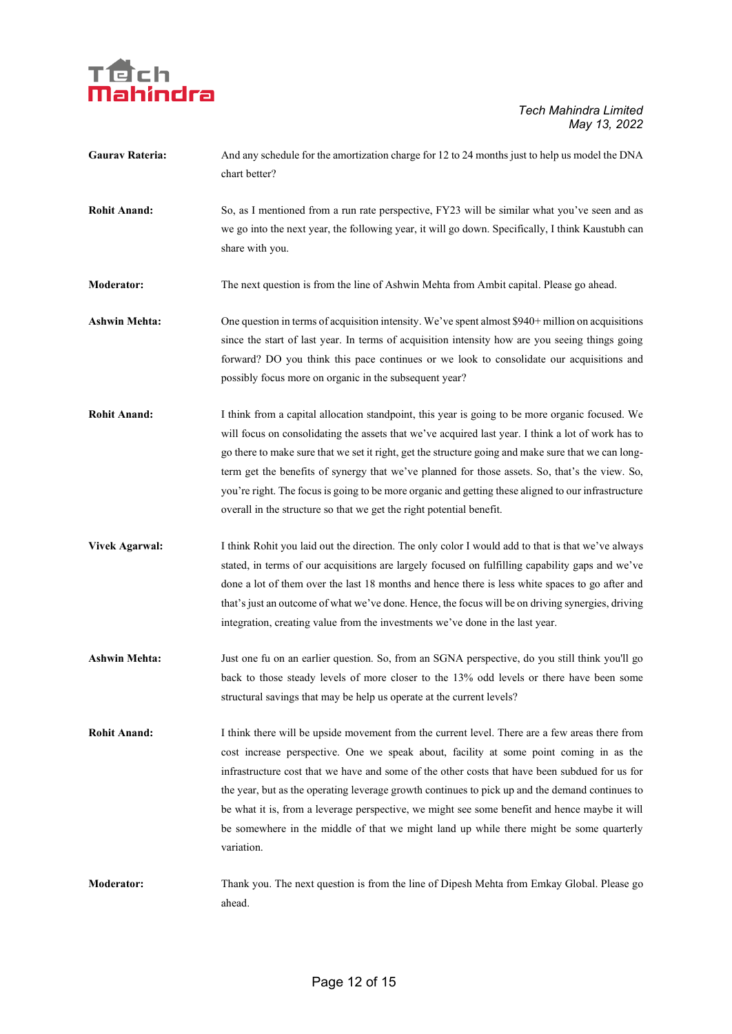**Gaurav Rateria:** And any schedule for the amortization charge for 12 to 24 months just to help us model the DNA chart better?

**Rohit Anand:** So, as I mentioned from a run rate perspective, FY23 will be similar what you've seen and as we go into the next year, the following year, it will go down. Specifically, I think Kaustubh can share with you.

**Moderator:** The next question is from the line of Ashwin Mehta from Ambit capital. Please go ahead.

**Ashwin Mehta:** One question in terms of acquisition intensity. We've spent almost $940+ million on acquisitions since the start of last year. In terms of acquisition intensity how are you seeing things going forward? DO you think this pace continues or we look to consolidate our acquisitions and possibly focus more on organic in the subsequent year?

**Rohit Anand:** I think from a capital allocation standpoint, this year is going to be more organic focused. We will focus on consolidating the assets that we've acquired last year. I think a lot of work has to go there to make sure that we set it right, get the structure going and make sure that we can long-term get the benefits of synergy that we've planned for those assets. So, that's the view. So, you're right. The focus is going to be more organic and getting these aligned to our infrastructure overall in the structure so that we get the right potential benefit.

**Vivek Agarwal:** I think Rohit you laid out the direction. The only color I would add to that is that we've always stated, in terms of our acquisitions are largely focused on fulfilling capability gaps and we've done a lot of them over the last 18 months and hence there is less white spaces to go after and that's just an outcome of what we've done. Hence, the focus will be on driving synergies, driving integration, creating value from the investments we've done in the last year.

**Ashwin Mehta:** Just one fu on an earlier question. So, from an SGNA perspective, do you still think you'll go back to those steady levels of more closer to the 13% odd levels or there have been some structural savings that may be help us operate at the current levels?

**Rohit Anand:** I think there will be upside movement from the current level. There are a few areas there from cost increase perspective. One we speak about, facility at some point coming in as the infrastructure cost that we have and some of the other costs that have been subdued for us for the year, but as the operating leverage growth continues to pick up and the demand continues to be what it is, from a leverage perspective, we might see some benefit and hence maybe it will be somewhere in the middle of that we might land up while there might be some quarterly variation.

**Moderator:** Thank you. The next question is from the line of Dipesh Mehta from Emkay Global. Please go ahead.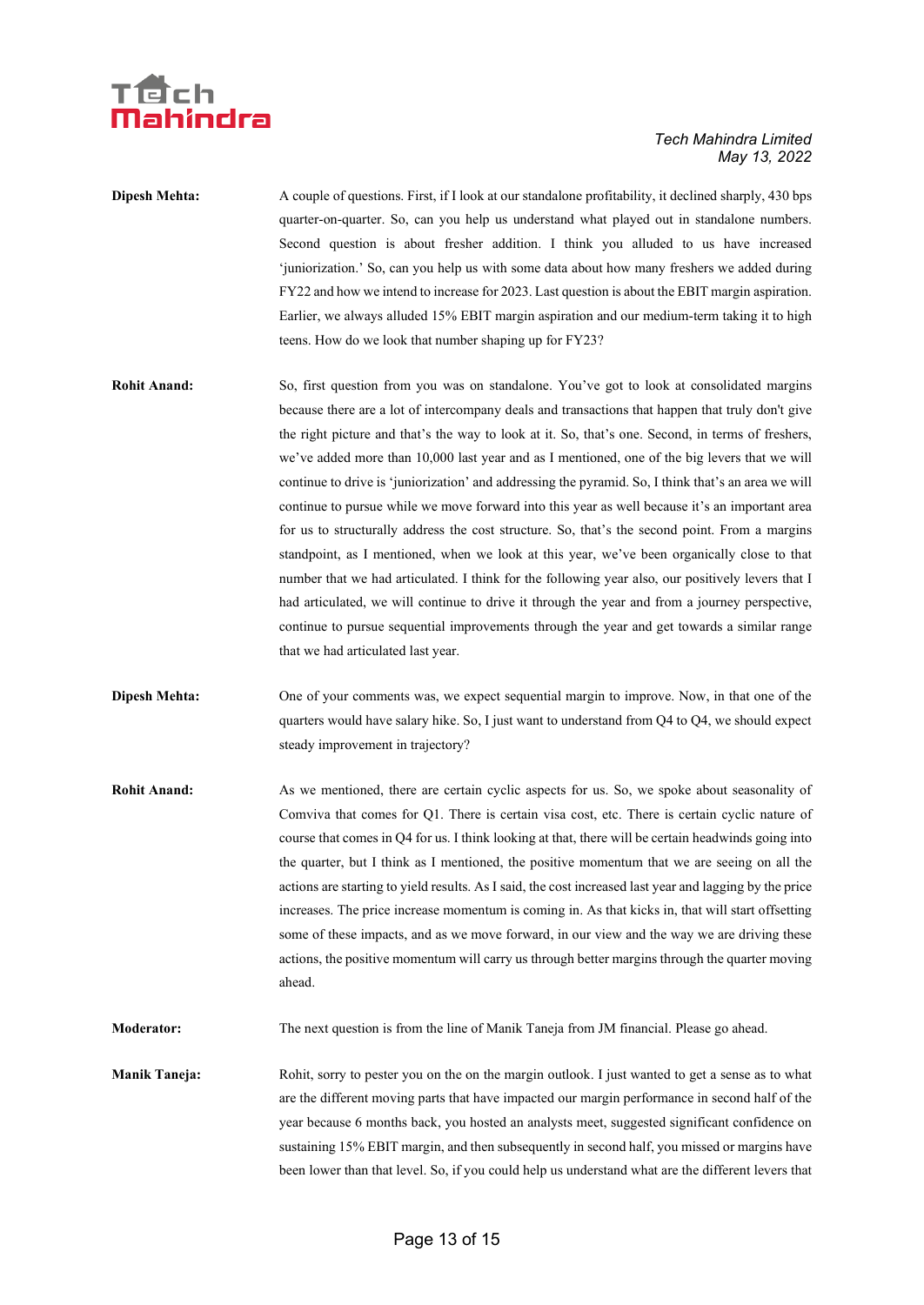**Dipesh Mehta:** A couple of questions. First, if I look at our standalone profitability, it declined sharply, 430 bps quarter-on-quarter. So, can you help us understand what played out in standalone numbers. Second question is about fresher addition. I think you alluded to us have increased 'juniorization.' So, can you help us with some data about how many freshers we added during FY22 and how we intend to increase for 2023. Last question is about the EBIT margin aspiration. Earlier, we always alluded 15% EBIT margin aspiration and our medium-term taking it to high teens. How do we look that number shaping up for FY23?

**Rohit Anand:** So, first question from you was on standalone. You've got to look at consolidated margins because there are a lot of intercompany deals and transactions that happen that truly don't give the right picture and that's the way to look at it. So, that's one. Second, in terms of freshers, we've added more than 10,000 last year and as I mentioned, one of the big levers that we will continue to drive is 'juniorization' and addressing the pyramid. So, I think that's an area we will continue to pursue while we move forward into this year as well because it's an important area for us to structurally address the cost structure. So, that's the second point. From a margins standpoint, as I mentioned, when we look at this year, we've been organically close to that number that we had articulated. I think for the following year also, our positively levers that I had articulated, we will continue to drive it through the year and from a journey perspective, continue to pursue sequential improvements through the year and get towards a similar range that we had articulated last year.

**Dipesh Mehta:** One of your comments was, we expect sequential margin to improve. Now, in that one of the quarters would have salary hike. So, I just want to understand from Q4 to Q4, we should expect steady improvement in trajectory?

**Rohit Anand:** As we mentioned, there are certain cyclic aspects for us. So, we spoke about seasonality of Comviva that comes for Q1. There is certain visa cost, etc. There is certain cyclic nature of course that comes in Q4 for us. I think looking at that, there will be certain headwinds going into the quarter, but I think as I mentioned, the positive momentum that we are seeing on all the actions are starting to yield results. As I said, the cost increased last year and lagging by the price increases. The price increase momentum is coming in. As that kicks in, that will start offsetting some of these impacts, and as we move forward, in our view and the way we are driving these actions, the positive momentum will carry us through better margins through the quarter moving ahead.

**Moderator:** The next question is from the line of Manik Taneja from JM financial. Please go ahead.

**Manik Taneja:** Rohit, sorry to pester you on the on the margin outlook. I just wanted to get a sense as to what are the different moving parts that have impacted our margin performance in second half of the year because 6 months back, you hosted an analysts meet, suggested significant confidence on sustaining 15% EBIT margin, and then subsequently in second half, you missed or margins have been lower than that level. So, if you could help us understand what are the different levers that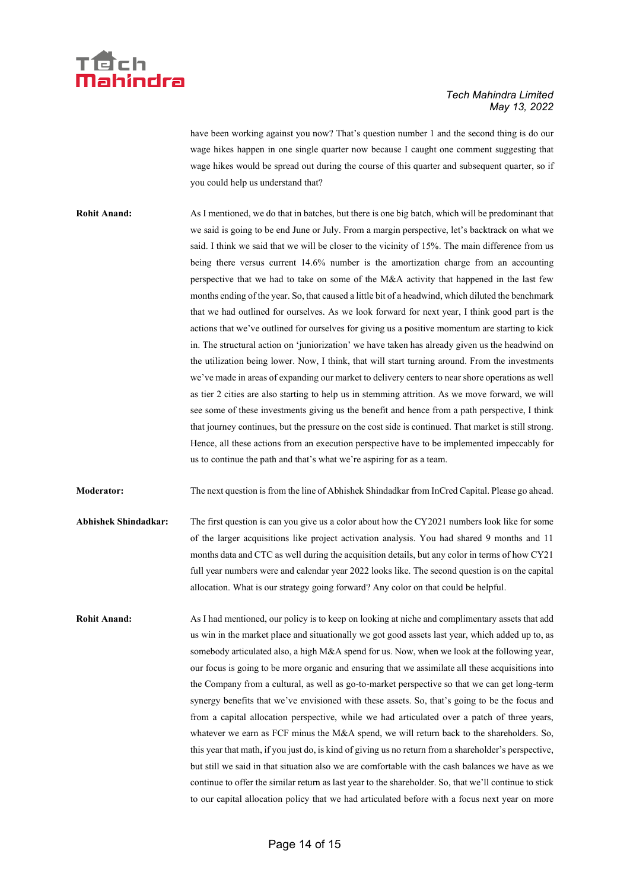have been working against you now? That's question number 1 and the second thing is do our wage hikes happen in one single quarter now because I caught one comment suggesting that wage hikes would be spread out during the course of this quarter and subsequent quarter, so if you could help us understand that?

**Rohit Anand:** As I mentioned, we do that in batches, but there is one big batch, which will be predominant that we said is going to be end June or July. From a margin perspective, let's backtrack on what we said. I think we said that we will be closer to the vicinity of 15%. The main difference from us being there versus current 14.6% number is the amortization charge from an accounting perspective that we had to take on some of the M&A activity that happened in the last few months ending of the year. So, that caused a little bit of a headwind, which diluted the benchmark that we had outlined for ourselves. As we look forward for next year, I think good part is the actions that we've outlined for ourselves for giving us a positive momentum are starting to kick in. The structural action on 'juniorization' we have taken has already given us the headwind on the utilization being lower. Now, I think, that will start turning around. From the investments we've made in areas of expanding our market to delivery centers to near shore operations as well as tier 2 cities are also starting to help us in stemming attrition. As we move forward, we will see some of these investments giving us the benefit and hence from a path perspective, I think that journey continues, but the pressure on the cost side is continued. That market is still strong. Hence, all these actions from an execution perspective have to be implemented impeccably for us to continue the path and that's what we're aspiring for as a team.

**Moderator:** The next question is from the line of Abhishek Shindadkar from InCred Capital. Please go ahead.

**Abhishek Shindadkar:** The first question is can you give us a color about how the CY2021 numbers look like for some of the larger acquisitions like project activation analysis. You had shared 9 months and 11 months data and CTC as well during the acquisition details, but any color in terms of how CY21 full year numbers were and calendar year 2022 looks like. The second question is on the capital allocation. What is our strategy going forward? Any color on that could be helpful.

**Rohit Anand:** As I had mentioned, our policy is to keep on looking at niche and complimentary assets that add us win in the market place and situationally we got good assets last year, which added up to, as somebody articulated also, a high M&A spend for us. Now, when we look at the following year, our focus is going to be more organic and ensuring that we assimilate all these acquisitions into the Company from a cultural, as well as go-to-market perspective so that we can get long-term synergy benefits that we've envisioned with these assets. So, that's going to be the focus and from a capital allocation perspective, while we had articulated over a patch of three years, whatever we earn as FCF minus the M&A spend, we will return back to the shareholders. So, this year that math, if you just do, is kind of giving us no return from a shareholder's perspective, but still we said in that situation also we are comfortable with the cash balances we have as we continue to offer the similar return as last year to the shareholder. So, that we'll continue to stick to our capital allocation policy that we had articulated before with a focus next year on more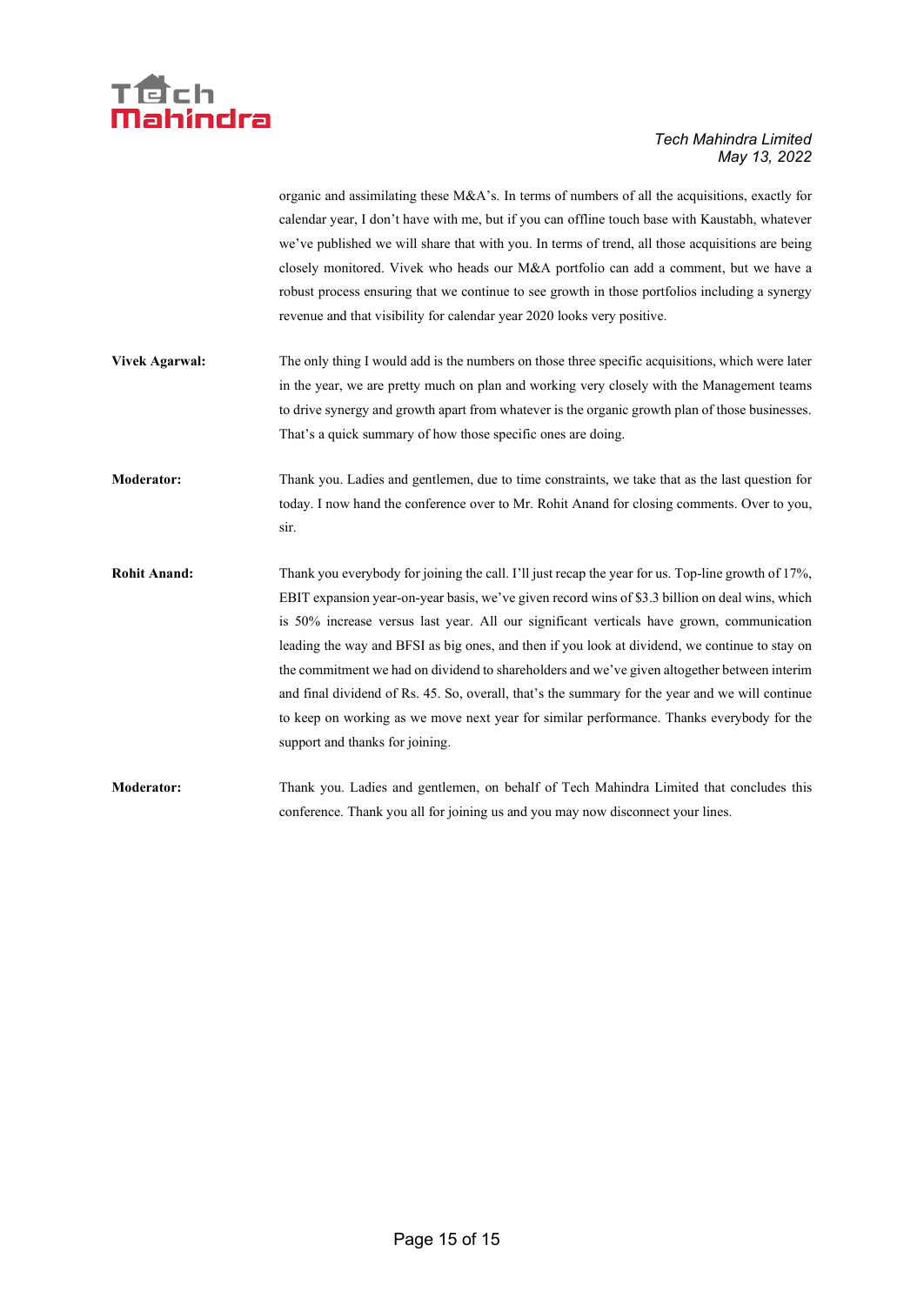organic and assimilating these M&A's. In terms of numbers of all the acquisitions, exactly for calendar year, I don't have with me, but if you can offline touch base with Kaustabh, whatever we've published we will share that with you. In terms of trend, all those acquisitions are being closely monitored. Vivek who heads our M&A portfolio can add a comment, but we have a robust process ensuring that we continue to see growth in those portfolios including a synergy revenue and that visibility for calendar year 2020 looks very positive.

**Vivek Agarwal:** The only thing I would add is the numbers on those three specific acquisitions, which were later in the year, we are pretty much on plan and working very closely with the Management teams to drive synergy and growth apart from whatever is the organic growth plan of those businesses. That's a quick summary of how those specific ones are doing.

**Moderator:** Thank you. Ladies and gentlemen, due to time constraints, we take that as the last question for today. I now hand the conference over to Mr. Rohit Anand for closing comments. Over to you, sir.

**Rohit Anand:** Thank you everybody for joining the call. I'll just recap the year for us. Top-line growth of 17%, EBIT expansion year-on-year basis, we've given record wins of $3.3 billion on deal wins, which is 50% increase versus last year. All our significant verticals have grown, communication leading the way and BFSI as big ones, and then if you look at dividend, we continue to stay on the commitment we had on dividend to shareholders and we've given altogether between interim and final dividend of Rs. 45. So, overall, that's the summary for the year and we will continue to keep on working as we move next year for similar performance. Thanks everybody for the support and thanks for joining.

**Moderator:** Thank you. Ladies and gentlemen, on behalf of Tech Mahindra Limited that concludes this conference. Thank you all for joining us and you may now disconnect your lines.